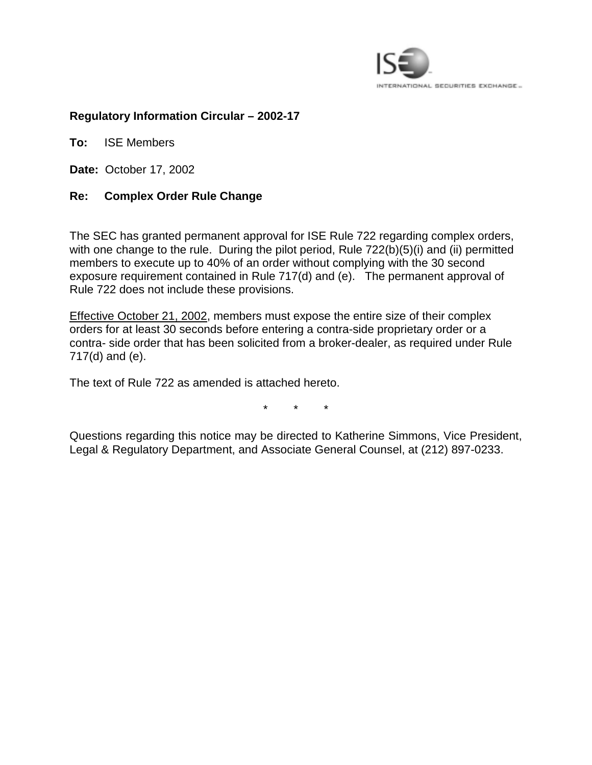ISE

INTERNATIONAL SECURITIES EXCHANGE

**Regulatory Information Circular – 2002-17**

**To:** ISE Members

**Date:** October 17, 2002

**Re: Complex Order Rule Change**

The SEC has granted permanent approval for ISE Rule 722 regarding complex orders, with one change to the rule. During the pilot period, Rule 722(b)(5)(i) and (ii) permitted members to execute up to 40% of an order without complying with the 30 second exposure requirement contained in Rule 717(d) and (e). The permanent approval of Rule 722 does not include these provisions.

<u>Effective October 21, 2002</u>, members must expose the entire size of their complex orders for at least 30 seconds before entering a contra-side proprietary order or a contra- side order that has been solicited from a broker-dealer, as required under Rule 717(d) and (e).

The text of Rule 722 as amended is attached hereto.

\* \* \*

Questions regarding this notice may be directed to Katherine Simmons, Vice President, Legal & Regulatory Department, and Associate General Counsel, at (212) 897-0233.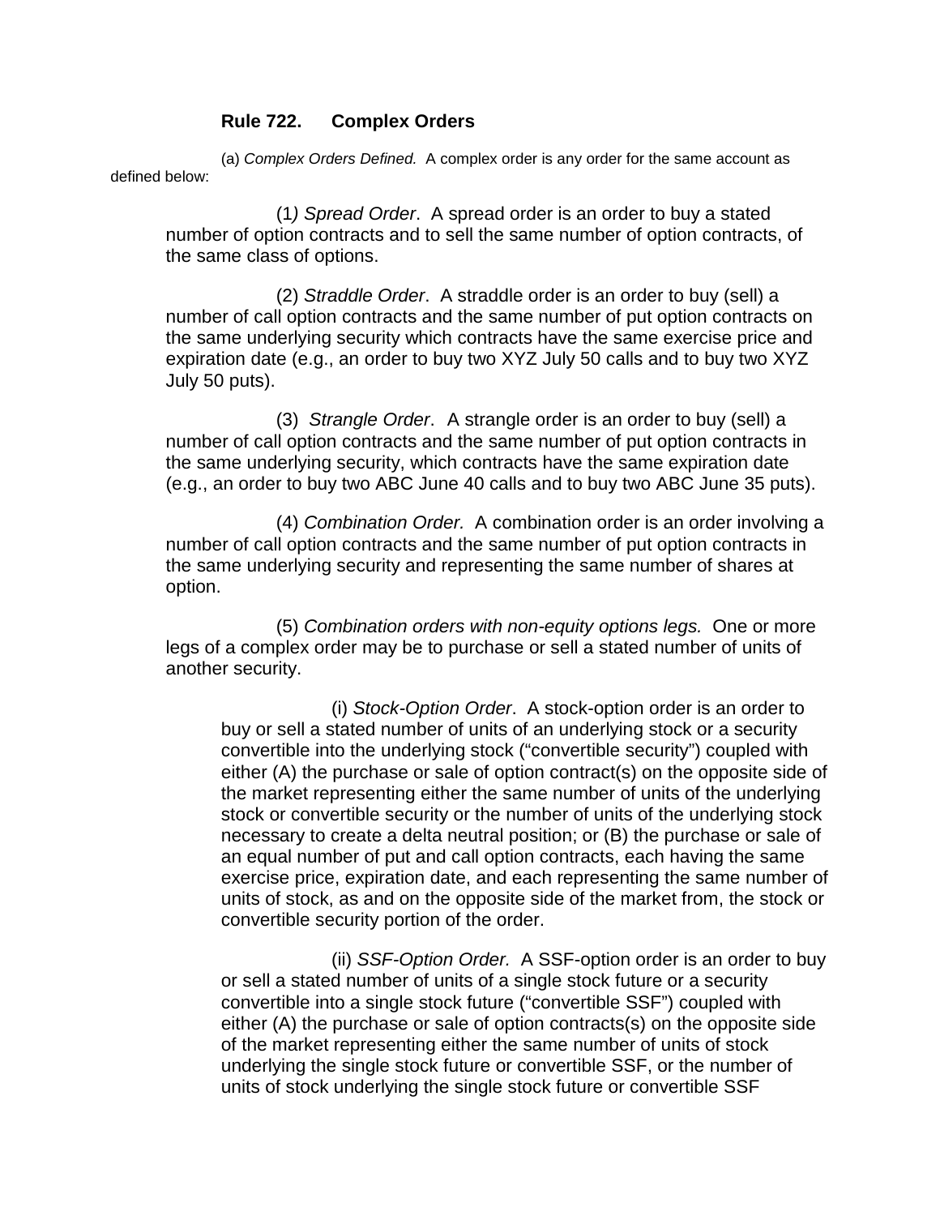**Rule 722. Complex Orders**

(a) *Complex Orders Defined.* A complex order is any order for the same account as defined below:

(1*) Spread Order*. A spread order is an order to buy a stated number of option contracts and to sell the same number of option contracts, of the same class of options.

(2) *Straddle Order*. A straddle order is an order to buy (sell) a number of call option contracts and the same number of put option contracts on the same underlying security which contracts have the same exercise price and expiration date (e.g., an order to buy two XYZ July 50 calls and to buy two XYZ July 50 puts).

(3) *Strangle Order*. A strangle order is an order to buy (sell) a number of call option contracts and the same number of put option contracts in the same underlying security, which contracts have the same expiration date (e.g., an order to buy two ABC June 40 calls and to buy two ABC June 35 puts).

(4) *Combination Order.* A combination order is an order involving a number of call option contracts and the same number of put option contracts in the same underlying security and representing the same number of shares at option.

(5) *Combination orders with non-equity options legs.* One or more legs of a complex order may be to purchase or sell a stated number of units of another security.

(i) *Stock-Option Order*. A stock-option order is an order to buy or sell a stated number of units of an underlying stock or a security convertible into the underlying stock ("convertible security") coupled with either (A) the purchase or sale of option contract(s) on the opposite side of the market representing either the same number of units of the underlying stock or convertible security or the number of units of the underlying stock necessary to create a delta neutral position; or (B) the purchase or sale of an equal number of put and call option contracts, each having the same exercise price, expiration date, and each representing the same number of units of stock, as and on the opposite side of the market from, the stock or convertible security portion of the order.

(ii) *SSF-Option Order.* A SSF-option order is an order to buy or sell a stated number of units of a single stock future or a security convertible into a single stock future ("convertible SSF") coupled with either (A) the purchase or sale of option contracts(s) on the opposite side of the market representing either the same number of units of stock underlying the single stock future or convertible SSF, or the number of units of stock underlying the single stock future or convertible SSF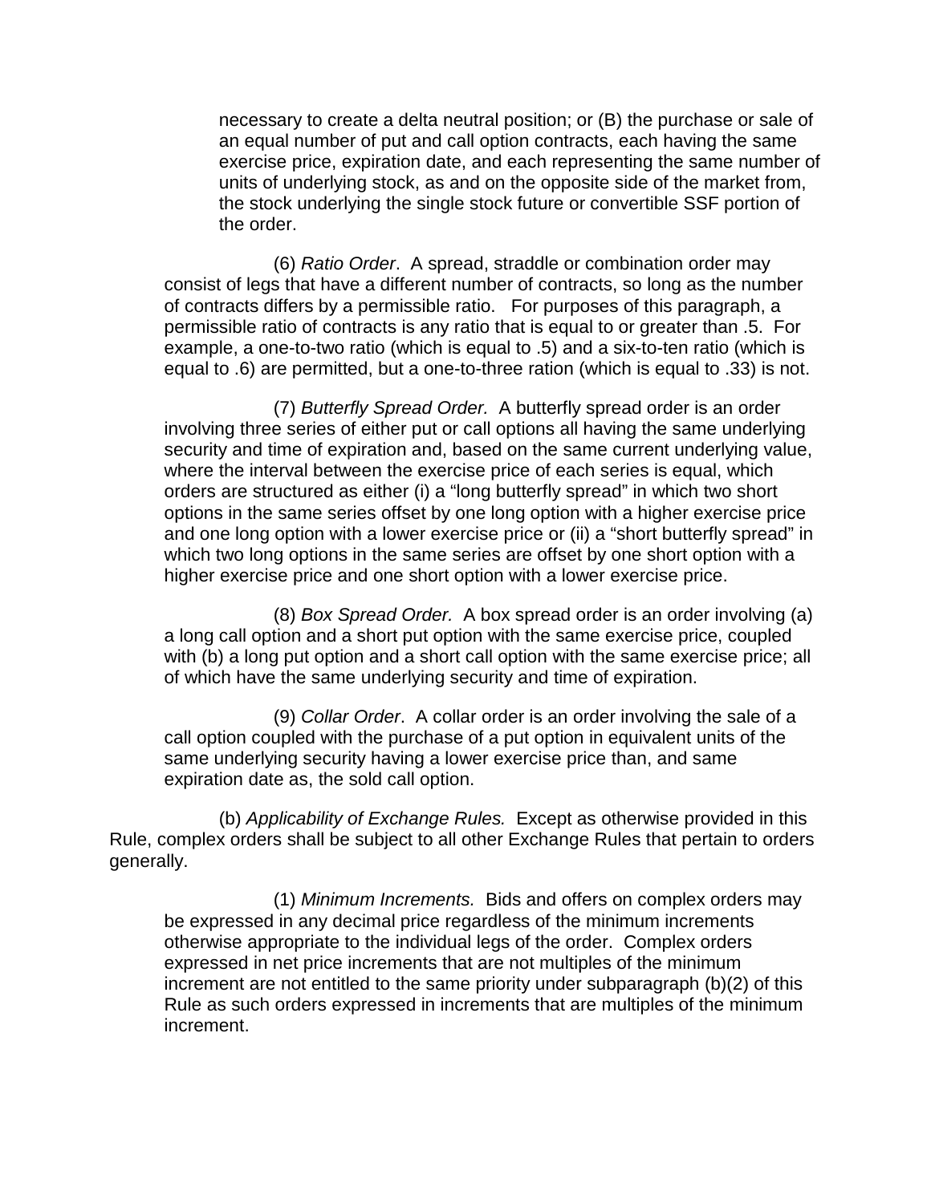necessary to create a delta neutral position; or (B) the purchase or sale of an equal number of put and call option contracts, each having the same exercise price, expiration date, and each representing the same number of units of underlying stock, as and on the opposite side of the market from, the stock underlying the single stock future or convertible SSF portion of the order.

(6) *Ratio Order*. A spread, straddle or combination order may consist of legs that have a different number of contracts, so long as the number of contracts differs by a permissible ratio. For purposes of this paragraph, a permissible ratio of contracts is any ratio that is equal to or greater than .5. For example, a one-to-two ratio (which is equal to .5) and a six-to-ten ratio (which is equal to .6) are permitted, but a one-to-three ration (which is equal to .33) is not.

(7) *Butterfly Spread Order.* A butterfly spread order is an order involving three series of either put or call options all having the same underlying security and time of expiration and, based on the same current underlying value, where the interval between the exercise price of each series is equal, which orders are structured as either (i) a "long butterfly spread" in which two short options in the same series offset by one long option with a higher exercise price and one long option with a lower exercise price or (ii) a "short butterfly spread" in which two long options in the same series are offset by one short option with a higher exercise price and one short option with a lower exercise price.

(8) *Box Spread Order.* A box spread order is an order involving (a) a long call option and a short put option with the same exercise price, coupled with (b) a long put option and a short call option with the same exercise price; all of which have the same underlying security and time of expiration.

(9) *Collar Order*. A collar order is an order involving the sale of a call option coupled with the purchase of a put option in equivalent units of the same underlying security having a lower exercise price than, and same expiration date as, the sold call option.

(b) *Applicability of Exchange Rules.* Except as otherwise provided in this Rule, complex orders shall be subject to all other Exchange Rules that pertain to orders generally.

(1) *Minimum Increments.* Bids and offers on complex orders may be expressed in any decimal price regardless of the minimum increments otherwise appropriate to the individual legs of the order. Complex orders expressed in net price increments that are not multiples of the minimum increment are not entitled to the same priority under subparagraph (b)(2) of this Rule as such orders expressed in increments that are multiples of the minimum increment.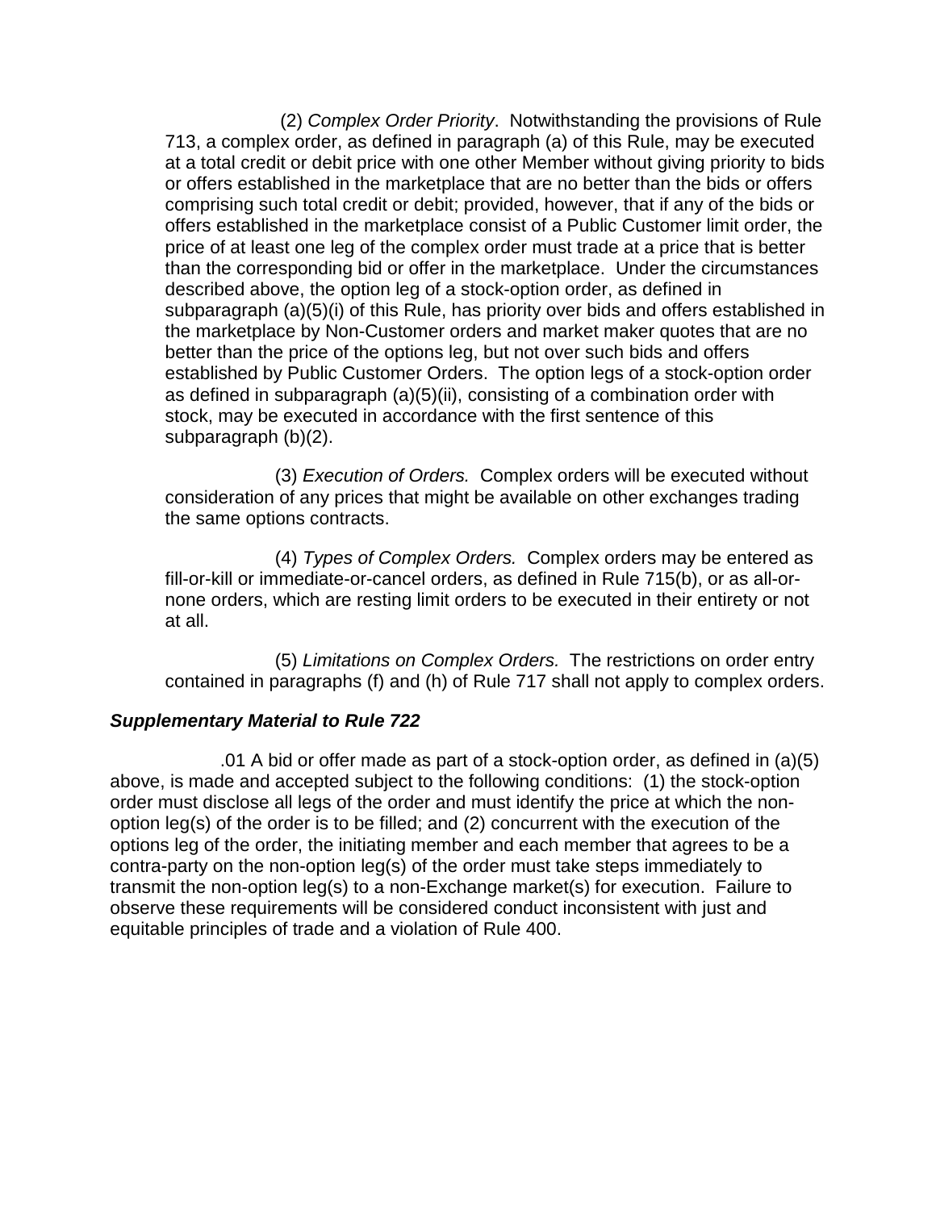(2) *Complex Order Priority*. Notwithstanding the provisions of Rule 713, a complex order, as defined in paragraph (a) of this Rule, may be executed at a total credit or debit price with one other Member without giving priority to bids or offers established in the marketplace that are no better than the bids or offers comprising such total credit or debit; provided, however, that if any of the bids or offers established in the marketplace consist of a Public Customer limit order, the price of at least one leg of the complex order must trade at a price that is better than the corresponding bid or offer in the marketplace. Under the circumstances described above, the option leg of a stock-option order, as defined in subparagraph (a)(5)(i) of this Rule, has priority over bids and offers established in the marketplace by Non-Customer orders and market maker quotes that are no better than the price of the options leg, but not over such bids and offers established by Public Customer Orders. The option legs of a stock-option order as defined in subparagraph (a)(5)(ii), consisting of a combination order with stock, may be executed in accordance with the first sentence of this subparagraph (b)(2).

(3) *Execution of Orders.* Complex orders will be executed without consideration of any prices that might be available on other exchanges trading the same options contracts.

(4) *Types of Complex Orders.* Complex orders may be entered as fill-or-kill or immediate-or-cancel orders, as defined in Rule 715(b), or as all-or-none orders, which are resting limit orders to be executed in their entirety or not at all.

(5) *Limitations on Complex Orders.* The restrictions on order entry contained in paragraphs (f) and (h) of Rule 717 shall not apply to complex orders.

***Supplementary Material to Rule 722***

.01 A bid or offer made as part of a stock-option order, as defined in (a)(5) above, is made and accepted subject to the following conditions: (1) the stock-option order must disclose all legs of the order and must identify the price at which the non-option leg(s) of the order is to be filled; and (2) concurrent with the execution of the options leg of the order, the initiating member and each member that agrees to be a contra-party on the non-option leg(s) of the order must take steps immediately to transmit the non-option leg(s) to a non-Exchange market(s) for execution. Failure to observe these requirements will be considered conduct inconsistent with just and equitable principles of trade and a violation of Rule 400.